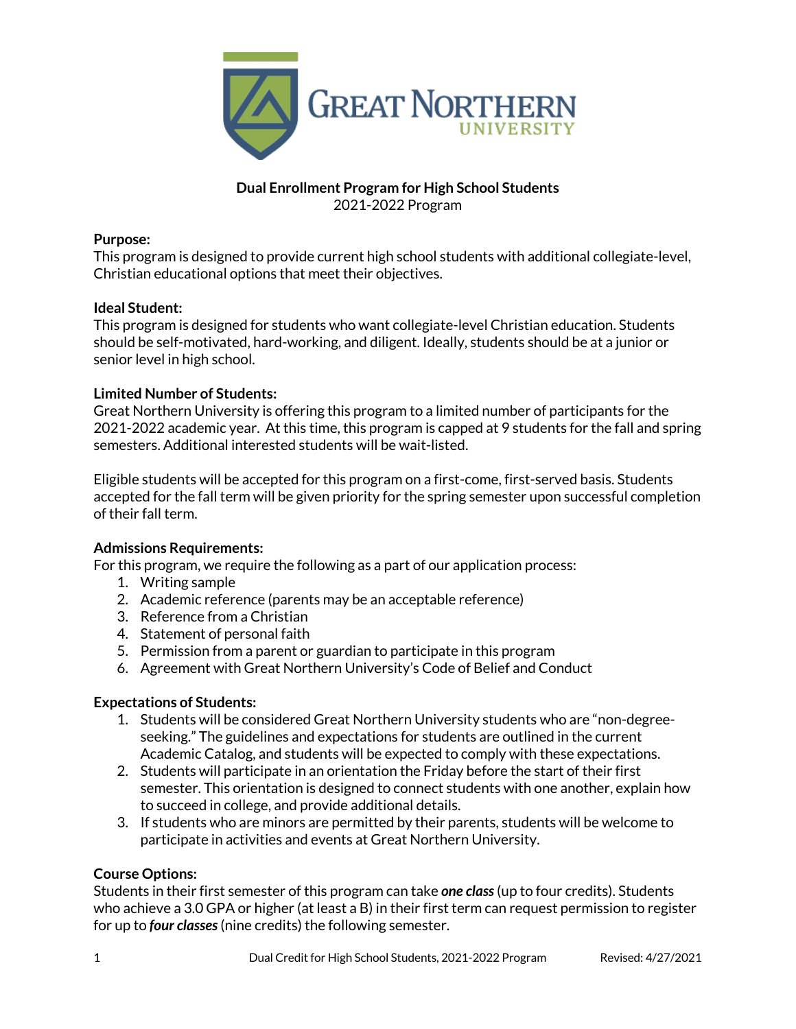# GREAT NORTHERN UNIVERSITY

**Dual Enrollment Program for High School Students**
2021-2022 Program

**Purpose:**
This program is designed to provide current high school students with additional collegiate-level, Christian educational options that meet their objectives.

**Ideal Student:**
This program is designed for students who want collegiate-level Christian education. Students should be self-motivated, hard-working, and diligent. Ideally, students should be at a junior or senior level in high school.

**Limited Number of Students:**
Great Northern University is offering this program to a limited number of participants for the 2021-2022 academic year. At this time, this program is capped at 9 students for the fall and spring semesters. Additional interested students will be wait-listed.

Eligible students will be accepted for this program on a first-come, first-served basis. Students accepted for the fall term will be given priority for the spring semester upon successful completion of their fall term.

**Admissions Requirements:**
For this program, we require the following as a part of our application process:

1. Writing sample
2. Academic reference (parents may be an acceptable reference)
3. Reference from a Christian
4. Statement of personal faith
5. Permission from a parent or guardian to participate in this program
6. Agreement with Great Northern University's Code of Belief and Conduct

**Expectations of Students:**

1. Students will be considered Great Northern University students who are "non-degree-seeking." The guidelines and expectations for students are outlined in the current Academic Catalog, and students will be expected to comply with these expectations.
2. Students will participate in an orientation the Friday before the start of their first semester. This orientation is designed to connect students with one another, explain how to succeed in college, and provide additional details.
3. If students who are minors are permitted by their parents, students will be welcome to participate in activities and events at Great Northern University.

**Course Options:**
Students in their first semester of this program can take ***one class*** (up to four credits). Students who achieve a 3.0 GPA or higher (at least a B) in their first term can request permission to register for up to ***four classes*** (nine credits) the following semester.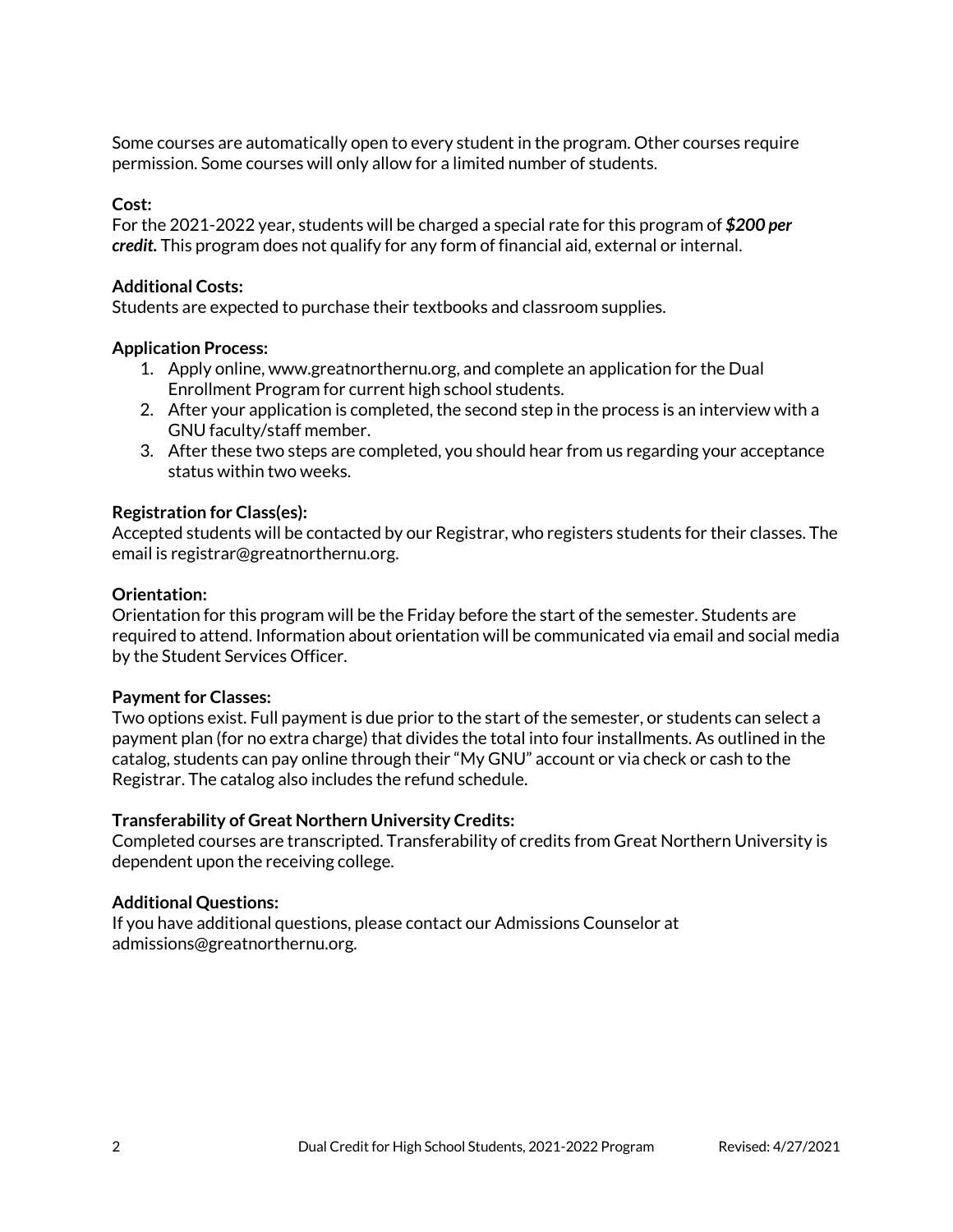Some courses are automatically open to every student in the program. Other courses require permission. Some courses will only allow for a limited number of students.

**Cost:**
For the 2021-2022 year, students will be charged a special rate for this program of ***$200 per credit.*** This program does not qualify for any form of financial aid, external or internal.

**Additional Costs:**
Students are expected to purchase their textbooks and classroom supplies.

**Application Process:**

1. Apply online, www.greatnorthernu.org, and complete an application for the Dual Enrollment Program for current high school students.
2. After your application is completed, the second step in the process is an interview with a GNU faculty/staff member.
3. After these two steps are completed, you should hear from us regarding your acceptance status within two weeks.

**Registration for Class(es):**
Accepted students will be contacted by our Registrar, who registers students for their classes. The email is registrar@greatnorthernu.org.

**Orientation:**
Orientation for this program will be the Friday before the start of the semester. Students are required to attend. Information about orientation will be communicated via email and social media by the Student Services Officer.

**Payment for Classes:**
Two options exist. Full payment is due prior to the start of the semester, or students can select a payment plan (for no extra charge) that divides the total into four installments. As outlined in the catalog, students can pay online through their "My GNU" account or via check or cash to the Registrar. The catalog also includes the refund schedule.

**Transferability of Great Northern University Credits:**
Completed courses are transcripted. Transferability of credits from Great Northern University is dependent upon the receiving college.

**Additional Questions:**
If you have additional questions, please contact our Admissions Counselor at admissions@greatnorthernu.org.